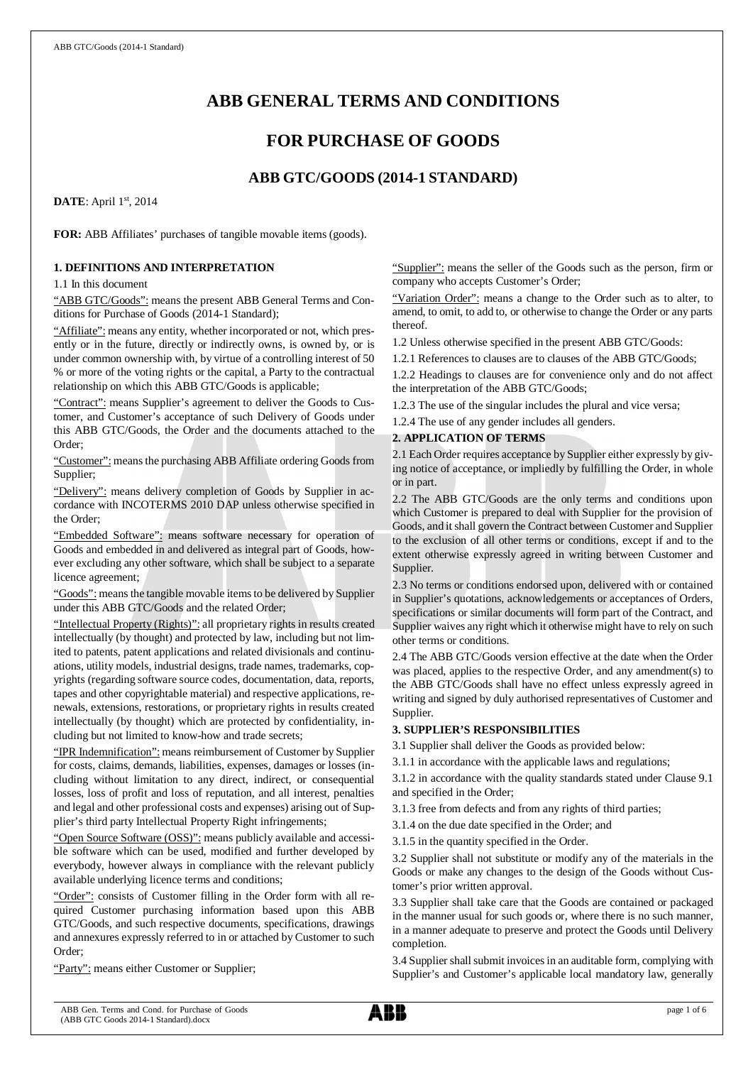# ABB GENERAL TERMS AND CONDITIONS

# FOR PURCHASE OF GOODS

## ABB GTC/GOODS (2014-1 STANDARD)

**DATE**: April 1st, 2014

**FOR:** ABB Affiliates' purchases of tangible movable items (goods).

### 1. DEFINITIONS AND INTERPRETATION

1.1 In this document

"ABB GTC/Goods": means the present ABB General Terms and Conditions for Purchase of Goods (2014-1 Standard);

"Affiliate": means any entity, whether incorporated or not, which presently or in the future, directly or indirectly owns, is owned by, or is under common ownership with, by virtue of a controlling interest of 50 % or more of the voting rights or the capital, a Party to the contractual relationship on which this ABB GTC/Goods is applicable;

"Contract": means Supplier's agreement to deliver the Goods to Customer, and Customer's acceptance of such Delivery of Goods under this ABB GTC/Goods, the Order and the documents attached to the Order;

"Customer": means the purchasing ABB Affiliate ordering Goods from Supplier;

"Delivery": means delivery completion of Goods by Supplier in accordance with INCOTERMS 2010 DAP unless otherwise specified in the Order;

"Embedded Software": means software necessary for operation of Goods and embedded in and delivered as integral part of Goods, however excluding any other software, which shall be subject to a separate licence agreement;

"Goods": means the tangible movable items to be delivered by Supplier under this ABB GTC/Goods and the related Order;

"Intellectual Property (Rights)": all proprietary rights in results created intellectually (by thought) and protected by law, including but not limited to patents, patent applications and related divisionals and continuations, utility models, industrial designs, trade names, trademarks, copyrights (regarding software source codes, documentation, data, reports, tapes and other copyrightable material) and respective applications, renewals, extensions, restorations, or proprietary rights in results created intellectually (by thought) which are protected by confidentiality, including but not limited to know-how and trade secrets;

"IPR Indemnification": means reimbursement of Customer by Supplier for costs, claims, demands, liabilities, expenses, damages or losses (including without limitation to any direct, indirect, or consequential losses, loss of profit and loss of reputation, and all interest, penalties and legal and other professional costs and expenses) arising out of Supplier's third party Intellectual Property Right infringements;

"Open Source Software (OSS)": means publicly available and accessible software which can be used, modified and further developed by everybody, however always in compliance with the relevant publicly available underlying licence terms and conditions;

"Order": consists of Customer filling in the Order form with all required Customer purchasing information based upon this ABB GTC/Goods, and such respective documents, specifications, drawings and annexures expressly referred to in or attached by Customer to such Order;

"Party": means either Customer or Supplier;

"Supplier": means the seller of the Goods such as the person, firm or company who accepts Customer's Order;

"Variation Order": means a change to the Order such as to alter, to amend, to omit, to add to, or otherwise to change the Order or any parts thereof.

1.2 Unless otherwise specified in the present ABB GTC/Goods:

1.2.1 References to clauses are to clauses of the ABB GTC/Goods;

1.2.2 Headings to clauses are for convenience only and do not affect the interpretation of the ABB GTC/Goods;

1.2.3 The use of the singular includes the plural and vice versa;

1.2.4 The use of any gender includes all genders.

### 2. APPLICATION OF TERMS

2.1 Each Order requires acceptance by Supplier either expressly by giving notice of acceptance, or impliedly by fulfilling the Order, in whole or in part.

2.2 The ABB GTC/Goods are the only terms and conditions upon which Customer is prepared to deal with Supplier for the provision of Goods, and it shall govern the Contract between Customer and Supplier to the exclusion of all other terms or conditions, except if and to the extent otherwise expressly agreed in writing between Customer and Supplier.

2.3 No terms or conditions endorsed upon, delivered with or contained in Supplier's quotations, acknowledgements or acceptances of Orders, specifications or similar documents will form part of the Contract, and Supplier waives any right which it otherwise might have to rely on such other terms or conditions.

2.4 The ABB GTC/Goods version effective at the date when the Order was placed, applies to the respective Order, and any amendment(s) to the ABB GTC/Goods shall have no effect unless expressly agreed in writing and signed by duly authorised representatives of Customer and Supplier.

### 3. SUPPLIER'S RESPONSIBILITIES

3.1 Supplier shall deliver the Goods as provided below:

3.1.1 in accordance with the applicable laws and regulations;

3.1.2 in accordance with the quality standards stated under Clause 9.1 and specified in the Order;

3.1.3 free from defects and from any rights of third parties;

3.1.4 on the due date specified in the Order; and

3.1.5 in the quantity specified in the Order.

3.2 Supplier shall not substitute or modify any of the materials in the Goods or make any changes to the design of the Goods without Customer's prior written approval.

3.3 Supplier shall take care that the Goods are contained or packaged in the manner usual for such goods or, where there is no such manner, in a manner adequate to preserve and protect the Goods until Delivery completion.

3.4 Supplier shall submit invoices in an auditable form, complying with Supplier's and Customer's applicable local mandatory law, generally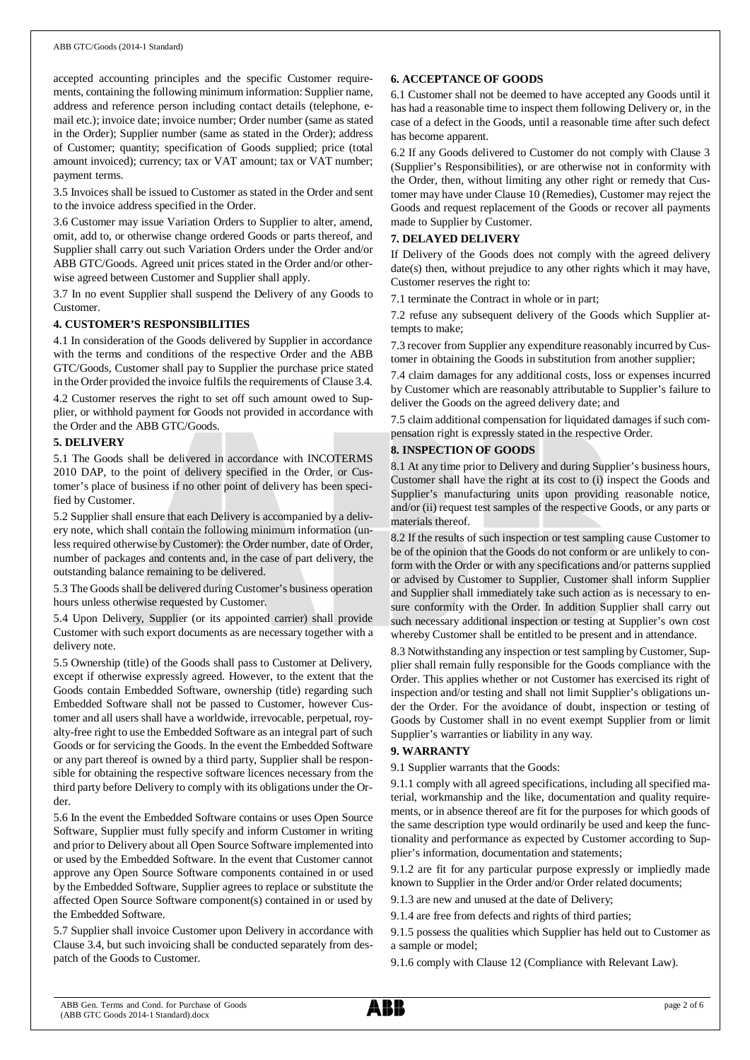accepted accounting principles and the specific Customer requirements, containing the following minimum information: Supplier name, address and reference person including contact details (telephone, e-mail etc.); invoice date; invoice number; Order number (same as stated in the Order); Supplier number (same as stated in the Order); address of Customer; quantity; specification of Goods supplied; price (total amount invoiced); currency; tax or VAT amount; tax or VAT number; payment terms.

3.5 Invoices shall be issued to Customer as stated in the Order and sent to the invoice address specified in the Order.

3.6 Customer may issue Variation Orders to Supplier to alter, amend, omit, add to, or otherwise change ordered Goods or parts thereof, and Supplier shall carry out such Variation Orders under the Order and/or ABB GTC/Goods. Agreed unit prices stated in the Order and/or otherwise agreed between Customer and Supplier shall apply.

3.7 In no event Supplier shall suspend the Delivery of any Goods to Customer.

**4. CUSTOMER'S RESPONSIBILITIES**

4.1 In consideration of the Goods delivered by Supplier in accordance with the terms and conditions of the respective Order and the ABB GTC/Goods, Customer shall pay to Supplier the purchase price stated in the Order provided the invoice fulfils the requirements of Clause 3.4.

4.2 Customer reserves the right to set off such amount owed to Supplier, or withhold payment for Goods not provided in accordance with the Order and the ABB GTC/Goods.

**5. DELIVERY**

5.1 The Goods shall be delivered in accordance with INCOTERMS 2010 DAP, to the point of delivery specified in the Order, or Customer's place of business if no other point of delivery has been specified by Customer.

5.2 Supplier shall ensure that each Delivery is accompanied by a delivery note, which shall contain the following minimum information (unless required otherwise by Customer): the Order number, date of Order, number of packages and contents and, in the case of part delivery, the outstanding balance remaining to be delivered.

5.3 The Goods shall be delivered during Customer's business operation hours unless otherwise requested by Customer.

5.4 Upon Delivery, Supplier (or its appointed carrier) shall provide Customer with such export documents as are necessary together with a delivery note.

5.5 Ownership (title) of the Goods shall pass to Customer at Delivery, except if otherwise expressly agreed. However, to the extent that the Goods contain Embedded Software, ownership (title) regarding such Embedded Software shall not be passed to Customer, however Customer and all users shall have a worldwide, irrevocable, perpetual, royalty-free right to use the Embedded Software as an integral part of such Goods or for servicing the Goods. In the event the Embedded Software or any part thereof is owned by a third party, Supplier shall be responsible for obtaining the respective software licences necessary from the third party before Delivery to comply with its obligations under the Order.

5.6 In the event the Embedded Software contains or uses Open Source Software, Supplier must fully specify and inform Customer in writing and prior to Delivery about all Open Source Software implemented into or used by the Embedded Software. In the event that Customer cannot approve any Open Source Software components contained in or used by the Embedded Software, Supplier agrees to replace or substitute the affected Open Source Software component(s) contained in or used by the Embedded Software.

5.7 Supplier shall invoice Customer upon Delivery in accordance with Clause 3.4, but such invoicing shall be conducted separately from despatch of the Goods to Customer.

**6. ACCEPTANCE OF GOODS**

6.1 Customer shall not be deemed to have accepted any Goods until it has had a reasonable time to inspect them following Delivery or, in the case of a defect in the Goods, until a reasonable time after such defect has become apparent.

6.2 If any Goods delivered to Customer do not comply with Clause 3 (Supplier's Responsibilities), or are otherwise not in conformity with the Order, then, without limiting any other right or remedy that Customer may have under Clause 10 (Remedies), Customer may reject the Goods and request replacement of the Goods or recover all payments made to Supplier by Customer.

**7. DELAYED DELIVERY**

If Delivery of the Goods does not comply with the agreed delivery date(s) then, without prejudice to any other rights which it may have, Customer reserves the right to:

7.1 terminate the Contract in whole or in part;

7.2 refuse any subsequent delivery of the Goods which Supplier attempts to make;

7.3 recover from Supplier any expenditure reasonably incurred by Customer in obtaining the Goods in substitution from another supplier;

7.4 claim damages for any additional costs, loss or expenses incurred by Customer which are reasonably attributable to Supplier's failure to deliver the Goods on the agreed delivery date; and

7.5 claim additional compensation for liquidated damages if such compensation right is expressly stated in the respective Order.

**8. INSPECTION OF GOODS**

8.1 At any time prior to Delivery and during Supplier's business hours, Customer shall have the right at its cost to (i) inspect the Goods and Supplier's manufacturing units upon providing reasonable notice, and/or (ii) request test samples of the respective Goods, or any parts or materials thereof.

8.2 If the results of such inspection or test sampling cause Customer to be of the opinion that the Goods do not conform or are unlikely to conform with the Order or with any specifications and/or patterns supplied or advised by Customer to Supplier, Customer shall inform Supplier and Supplier shall immediately take such action as is necessary to ensure conformity with the Order. In addition Supplier shall carry out such necessary additional inspection or testing at Supplier's own cost whereby Customer shall be entitled to be present and in attendance.

8.3 Notwithstanding any inspection or test sampling by Customer, Supplier shall remain fully responsible for the Goods compliance with the Order. This applies whether or not Customer has exercised its right of inspection and/or testing and shall not limit Supplier's obligations under the Order. For the avoidance of doubt, inspection or testing of Goods by Customer shall in no event exempt Supplier from or limit Supplier's warranties or liability in any way.

**9. WARRANTY**

9.1 Supplier warrants that the Goods:

9.1.1 comply with all agreed specifications, including all specified material, workmanship and the like, documentation and quality requirements, or in absence thereof are fit for the purposes for which goods of the same description type would ordinarily be used and keep the functionality and performance as expected by Customer according to Supplier's information, documentation and statements;

9.1.2 are fit for any particular purpose expressly or impliedly made known to Supplier in the Order and/or Order related documents;

9.1.3 are new and unused at the date of Delivery;

9.1.4 are free from defects and rights of third parties;

9.1.5 possess the qualities which Supplier has held out to Customer as a sample or model;

9.1.6 comply with Clause 12 (Compliance with Relevant Law).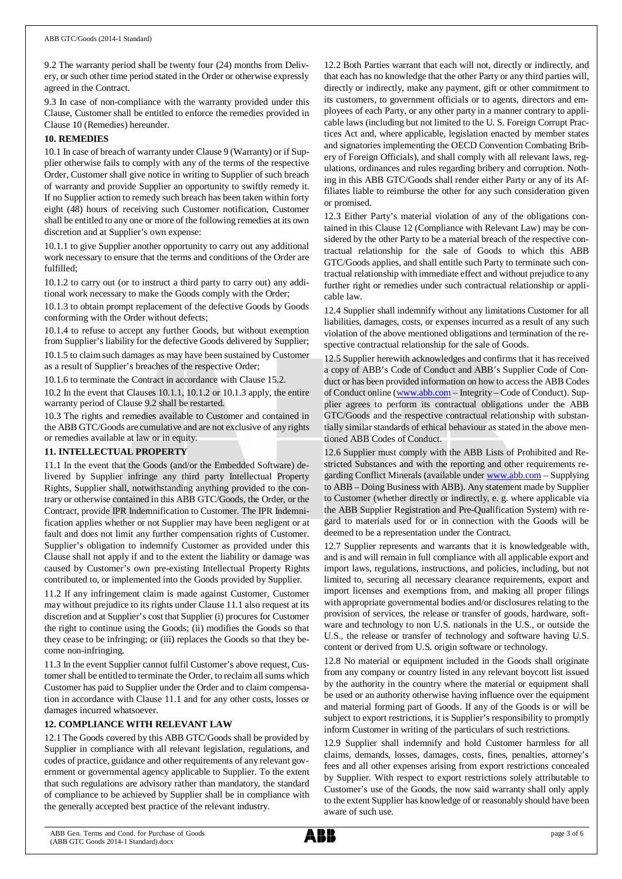9.2 The warranty period shall be twenty four (24) months from Delivery, or such other time period stated in the Order or otherwise expressly agreed in the Contract.

9.3 In case of non-compliance with the warranty provided under this Clause, Customer shall be entitled to enforce the remedies provided in Clause 10 (Remedies) hereunder.

**10. REMEDIES**

10.1 In case of breach of warranty under Clause 9 (Warranty) or if Supplier otherwise fails to comply with any of the terms of the respective Order, Customer shall give notice in writing to Supplier of such breach of warranty and provide Supplier an opportunity to swiftly remedy it. If no Supplier action to remedy such breach has been taken within forty eight (48) hours of receiving such Customer notification, Customer shall be entitled to any one or more of the following remedies at its own discretion and at Supplier's own expense:

10.1.1 to give Supplier another opportunity to carry out any additional work necessary to ensure that the terms and conditions of the Order are fulfilled;

10.1.2 to carry out (or to instruct a third party to carry out) any additional work necessary to make the Goods comply with the Order;

10.1.3 to obtain prompt replacement of the defective Goods by Goods conforming with the Order without defects;

10.1.4 to refuse to accept any further Goods, but without exemption from Supplier's liability for the defective Goods delivered by Supplier;

10.1.5 to claim such damages as may have been sustained by Customer as a result of Supplier's breaches of the respective Order;

10.1.6 to terminate the Contract in accordance with Clause 15.2.

10.2 In the event that Clauses 10.1.1, 10.1.2 or 10.1.3 apply, the entire warranty period of Clause 9.2 shall be restarted.

10.3 The rights and remedies available to Customer and contained in the ABB GTC/Goods are cumulative and are not exclusive of any rights or remedies available at law or in equity.

**11. INTELLECTUAL PROPERTY**

11.1 In the event that the Goods (and/or the Embedded Software) delivered by Supplier infringe any third party Intellectual Property Rights, Supplier shall, notwithstanding anything provided to the contrary or otherwise contained in this ABB GTC/Goods, the Order, or the Contract, provide IPR Indemnification to Customer. The IPR Indemnification applies whether or not Supplier may have been negligent or at fault and does not limit any further compensation rights of Customer. Supplier's obligation to indemnify Customer as provided under this Clause shall not apply if and to the extent the liability or damage was caused by Customer's own pre-existing Intellectual Property Rights contributed to, or implemented into the Goods provided by Supplier.

11.2 If any infringement claim is made against Customer, Customer may without prejudice to its rights under Clause 11.1 also request at its discretion and at Supplier's cost that Supplier (i) procures for Customer the right to continue using the Goods; (ii) modifies the Goods so that they cease to be infringing; or (iii) replaces the Goods so that they become non-infringing.

11.3 In the event Supplier cannot fulfil Customer's above request, Customer shall be entitled to terminate the Order, to reclaim all sums which Customer has paid to Supplier under the Order and to claim compensation in accordance with Clause 11.1 and for any other costs, losses or damages incurred whatsoever.

**12. COMPLIANCE WITH RELEVANT LAW**

12.1 The Goods covered by this ABB GTC/Goods shall be provided by Supplier in compliance with all relevant legislation, regulations, and codes of practice, guidance and other requirements of any relevant government or governmental agency applicable to Supplier. To the extent that such regulations are advisory rather than mandatory, the standard of compliance to be achieved by Supplier shall be in compliance with the generally accepted best practice of the relevant industry.

12.2 Both Parties warrant that each will not, directly or indirectly, and that each has no knowledge that the other Party or any third parties will, directly or indirectly, make any payment, gift or other commitment to its customers, to government officials or to agents, directors and employees of each Party, or any other party in a manner contrary to applicable laws (including but not limited to the U. S. Foreign Corrupt Practices Act and, where applicable, legislation enacted by member states and signatories implementing the OECD Convention Combating Bribery of Foreign Officials), and shall comply with all relevant laws, regulations, ordinances and rules regarding bribery and corruption. Nothing in this ABB GTC/Goods shall render either Party or any of its Affiliates liable to reimburse the other for any such consideration given or promised.

12.3 Either Party's material violation of any of the obligations contained in this Clause 12 (Compliance with Relevant Law) may be considered by the other Party to be a material breach of the respective contractual relationship for the sale of Goods to which this ABB GTC/Goods applies, and shall entitle such Party to terminate such contractual relationship with immediate effect and without prejudice to any further right or remedies under such contractual relationship or applicable law.

12.4 Supplier shall indemnify without any limitations Customer for all liabilities, damages, costs, or expenses incurred as a result of any such violation of the above mentioned obligations and termination of the respective contractual relationship for the sale of Goods.

12.5 Supplier herewith acknowledges and confirms that it has received a copy of ABB's Code of Conduct and ABB's Supplier Code of Conduct or has been provided information on how to access the ABB Codes of Conduct online (www.abb.com – Integrity – Code of Conduct). Supplier agrees to perform its contractual obligations under the ABB GTC/Goods and the respective contractual relationship with substantially similar standards of ethical behaviour as stated in the above mentioned ABB Codes of Conduct.

12.6 Supplier must comply with the ABB Lists of Prohibited and Restricted Substances and with the reporting and other requirements regarding Conflict Minerals (available under www.abb.com – Supplying to ABB – Doing Business with ABB). Any statement made by Supplier to Customer (whether directly or indirectly, e. g. where applicable via the ABB Supplier Registration and Pre-Qualification System) with regard to materials used for or in connection with the Goods will be deemed to be a representation under the Contract.

12.7 Supplier represents and warrants that it is knowledgeable with, and is and will remain in full compliance with all applicable export and import laws, regulations, instructions, and policies, including, but not limited to, securing all necessary clearance requirements, export and import licenses and exemptions from, and making all proper filings with appropriate governmental bodies and/or disclosures relating to the provision of services, the release or transfer of goods, hardware, software and technology to non U.S. nationals in the U.S., or outside the U.S., the release or transfer of technology and software having U.S. content or derived from U.S. origin software or technology.

12.8 No material or equipment included in the Goods shall originate from any company or country listed in any relevant boycott list issued by the authority in the country where the material or equipment shall be used or an authority otherwise having influence over the equipment and material forming part of Goods. If any of the Goods is or will be subject to export restrictions, it is Supplier's responsibility to promptly inform Customer in writing of the particulars of such restrictions.

12.9 Supplier shall indemnify and hold Customer harmless for all claims, demands, losses, damages, costs, fines, penalties, attorney's fees and all other expenses arising from export restrictions concealed by Supplier. With respect to export restrictions solely attributable to Customer's use of the Goods, the now said warranty shall only apply to the extent Supplier has knowledge of or reasonably should have been aware of such use.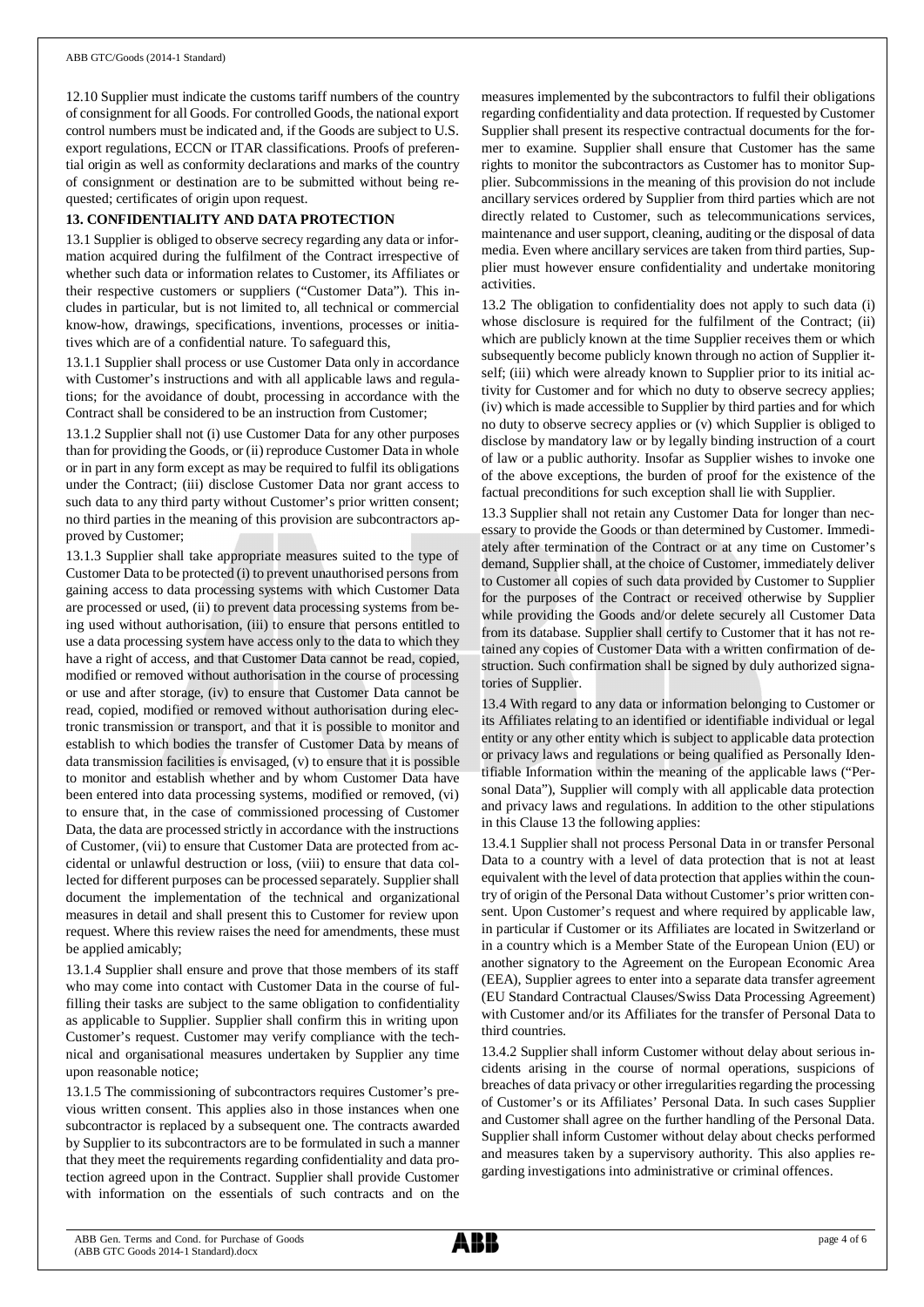12.10 Supplier must indicate the customs tariff numbers of the country of consignment for all Goods. For controlled Goods, the national export control numbers must be indicated and, if the Goods are subject to U.S. export regulations, ECCN or ITAR classifications. Proofs of preferential origin as well as conformity declarations and marks of the country of consignment or destination are to be submitted without being requested; certificates of origin upon request.

**13. CONFIDENTIALITY AND DATA PROTECTION**

13.1 Supplier is obliged to observe secrecy regarding any data or information acquired during the fulfilment of the Contract irrespective of whether such data or information relates to Customer, its Affiliates or their respective customers or suppliers ("Customer Data"). This includes in particular, but is not limited to, all technical or commercial know-how, drawings, specifications, inventions, processes or initiatives which are of a confidential nature. To safeguard this,

13.1.1 Supplier shall process or use Customer Data only in accordance with Customer's instructions and with all applicable laws and regulations; for the avoidance of doubt, processing in accordance with the Contract shall be considered to be an instruction from Customer;

13.1.2 Supplier shall not (i) use Customer Data for any other purposes than for providing the Goods, or (ii) reproduce Customer Data in whole or in part in any form except as may be required to fulfil its obligations under the Contract; (iii) disclose Customer Data nor grant access to such data to any third party without Customer's prior written consent; no third parties in the meaning of this provision are subcontractors approved by Customer;

13.1.3 Supplier shall take appropriate measures suited to the type of Customer Data to be protected (i) to prevent unauthorised persons from gaining access to data processing systems with which Customer Data are processed or used, (ii) to prevent data processing systems from being used without authorisation, (iii) to ensure that persons entitled to use a data processing system have access only to the data to which they have a right of access, and that Customer Data cannot be read, copied, modified or removed without authorisation in the course of processing or use and after storage, (iv) to ensure that Customer Data cannot be read, copied, modified or removed without authorisation during electronic transmission or transport, and that it is possible to monitor and establish to which bodies the transfer of Customer Data by means of data transmission facilities is envisaged, (v) to ensure that it is possible to monitor and establish whether and by whom Customer Data have been entered into data processing systems, modified or removed, (vi) to ensure that, in the case of commissioned processing of Customer Data, the data are processed strictly in accordance with the instructions of Customer, (vii) to ensure that Customer Data are protected from accidental or unlawful destruction or loss, (viii) to ensure that data collected for different purposes can be processed separately. Supplier shall document the implementation of the technical and organizational measures in detail and shall present this to Customer for review upon request. Where this review raises the need for amendments, these must be applied amicably;

13.1.4 Supplier shall ensure and prove that those members of its staff who may come into contact with Customer Data in the course of fulfilling their tasks are subject to the same obligation to confidentiality as applicable to Supplier. Supplier shall confirm this in writing upon Customer's request. Customer may verify compliance with the technical and organisational measures undertaken by Supplier any time upon reasonable notice;

13.1.5 The commissioning of subcontractors requires Customer's previous written consent. This applies also in those instances when one subcontractor is replaced by a subsequent one. The contracts awarded by Supplier to its subcontractors are to be formulated in such a manner that they meet the requirements regarding confidentiality and data protection agreed upon in the Contract. Supplier shall provide Customer with information on the essentials of such contracts and on the measures implemented by the subcontractors to fulfil their obligations regarding confidentiality and data protection. If requested by Customer Supplier shall present its respective contractual documents for the former to examine. Supplier shall ensure that Customer has the same rights to monitor the subcontractors as Customer has to monitor Supplier. Subcommissions in the meaning of this provision do not include ancillary services ordered by Supplier from third parties which are not directly related to Customer, such as telecommunications services, maintenance and user support, cleaning, auditing or the disposal of data media. Even where ancillary services are taken from third parties, Supplier must however ensure confidentiality and undertake monitoring activities.

13.2 The obligation to confidentiality does not apply to such data (i) whose disclosure is required for the fulfilment of the Contract; (ii) which are publicly known at the time Supplier receives them or which subsequently become publicly known through no action of Supplier itself; (iii) which were already known to Supplier prior to its initial activity for Customer and for which no duty to observe secrecy applies; (iv) which is made accessible to Supplier by third parties and for which no duty to observe secrecy applies or (v) which Supplier is obliged to disclose by mandatory law or by legally binding instruction of a court of law or a public authority. Insofar as Supplier wishes to invoke one of the above exceptions, the burden of proof for the existence of the factual preconditions for such exception shall lie with Supplier.

13.3 Supplier shall not retain any Customer Data for longer than necessary to provide the Goods or than determined by Customer. Immediately after termination of the Contract or at any time on Customer's demand, Supplier shall, at the choice of Customer, immediately deliver to Customer all copies of such data provided by Customer to Supplier for the purposes of the Contract or received otherwise by Supplier while providing the Goods and/or delete securely all Customer Data from its database. Supplier shall certify to Customer that it has not retained any copies of Customer Data with a written confirmation of destruction. Such confirmation shall be signed by duly authorized signatories of Supplier.

13.4 With regard to any data or information belonging to Customer or its Affiliates relating to an identified or identifiable individual or legal entity or any other entity which is subject to applicable data protection or privacy laws and regulations or being qualified as Personally Identifiable Information within the meaning of the applicable laws ("Personal Data"), Supplier will comply with all applicable data protection and privacy laws and regulations. In addition to the other stipulations in this Clause 13 the following applies:

13.4.1 Supplier shall not process Personal Data in or transfer Personal Data to a country with a level of data protection that is not at least equivalent with the level of data protection that applies within the country of origin of the Personal Data without Customer's prior written consent. Upon Customer's request and where required by applicable law, in particular if Customer or its Affiliates are located in Switzerland or in a country which is a Member State of the European Union (EU) or another signatory to the Agreement on the European Economic Area (EEA), Supplier agrees to enter into a separate data transfer agreement (EU Standard Contractual Clauses/Swiss Data Processing Agreement) with Customer and/or its Affiliates for the transfer of Personal Data to third countries.

13.4.2 Supplier shall inform Customer without delay about serious incidents arising in the course of normal operations, suspicions of breaches of data privacy or other irregularities regarding the processing of Customer's or its Affiliates' Personal Data. In such cases Supplier and Customer shall agree on the further handling of the Personal Data. Supplier shall inform Customer without delay about checks performed and measures taken by a supervisory authority. This also applies regarding investigations into administrative or criminal offences.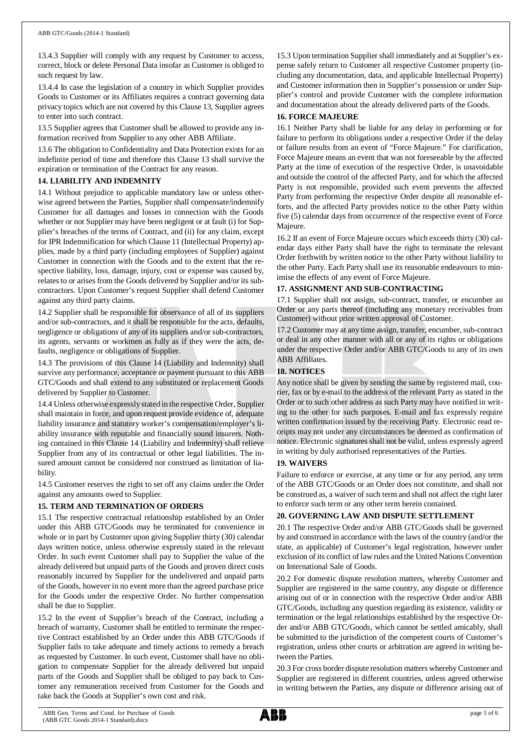13.4.3 Supplier will comply with any request by Customer to access, correct, block or delete Personal Data insofar as Customer is obliged to such request by law.

13.4.4 In case the legislation of a country in which Supplier provides Goods to Customer or its Affiliates requires a contract governing data privacy topics which are not covered by this Clause 13, Supplier agrees to enter into such contract.

13.5 Supplier agrees that Customer shall be allowed to provide any information received from Supplier to any other ABB Affiliate.

13.6 The obligation to Confidentiality and Data Protection exists for an indefinite period of time and therefore this Clause 13 shall survive the expiration or termination of the Contract for any reason.

## 14. LIABILITY AND INDEMNITY

14.1 Without prejudice to applicable mandatory law or unless otherwise agreed between the Parties, Supplier shall compensate/indemnify Customer for all damages and losses in connection with the Goods whether or not Supplier may have been negligent or at fault (i) for Supplier's breaches of the terms of Contract, and (ii) for any claim, except for IPR Indemnification for which Clause 11 (Intellectual Property) applies, made by a third party (including employees of Supplier) against Customer in connection with the Goods and to the extent that the respective liability, loss, damage, injury, cost or expense was caused by, relates to or arises from the Goods delivered by Supplier and/or its subcontractors. Upon Customer's request Supplier shall defend Customer against any third party claims.

14.2 Supplier shall be responsible for observance of all of its suppliers and/or sub-contractors, and it shall be responsible for the acts, defaults, negligence or obligations of any of its suppliers and/or sub-contractors, its agents, servants or workmen as fully as if they were the acts, defaults, negligence or obligations of Supplier.

14.3 The provisions of this Clause 14 (Liability and Indemnity) shall survive any performance, acceptance or payment pursuant to this ABB GTC/Goods and shall extend to any substituted or replacement Goods delivered by Supplier to Customer.

14.4 Unless otherwise expressly stated in the respective Order, Supplier shall maintain in force, and upon request provide evidence of, adequate liability insurance and statutory worker's compensation/employer's liability insurance with reputable and financially sound insurers. Nothing contained in this Clause 14 (Liability and Indemnity) shall relieve Supplier from any of its contractual or other legal liabilities. The insured amount cannot be considered nor construed as limitation of liability.

14.5 Customer reserves the right to set off any claims under the Order against any amounts owed to Supplier.

## 15. TERM AND TERMINATION OF ORDERS

15.1 The respective contractual relationship established by an Order under this ABB GTC/Goods may be terminated for convenience in whole or in part by Customer upon giving Supplier thirty (30) calendar days written notice, unless otherwise expressly stated in the relevant Order. In such event Customer shall pay to Supplier the value of the already delivered but unpaid parts of the Goods and proven direct costs reasonably incurred by Supplier for the undelivered and unpaid parts of the Goods, however in no event more than the agreed purchase price for the Goods under the respective Order. No further compensation shall be due to Supplier.

15.2 In the event of Supplier's breach of the Contract, including a breach of warranty, Customer shall be entitled to terminate the respective Contract established by an Order under this ABB GTC/Goods if Supplier fails to take adequate and timely actions to remedy a breach as requested by Customer. In such event, Customer shall have no obligation to compensate Supplier for the already delivered but unpaid parts of the Goods and Supplier shall be obliged to pay back to Customer any remuneration received from Customer for the Goods and take back the Goods at Supplier's own cost and risk.

15.3 Upon termination Supplier shall immediately and at Supplier's expense safely return to Customer all respective Customer property (including any documentation, data, and applicable Intellectual Property) and Customer information then in Supplier's possession or under Supplier's control and provide Customer with the complete information and documentation about the already delivered parts of the Goods.

## 16. FORCE MAJEURE

16.1 Neither Party shall be liable for any delay in performing or for failure to perform its obligations under a respective Order if the delay or failure results from an event of "Force Majeure." For clarification, Force Majeure means an event that was not foreseeable by the affected Party at the time of execution of the respective Order, is unavoidable and outside the control of the affected Party, and for which the affected Party is not responsible, provided such event prevents the affected Party from performing the respective Order despite all reasonable efforts, and the affected Party provides notice to the other Party within five (5) calendar days from occurrence of the respective event of Force Majeure.

16.2 If an event of Force Majeure occurs which exceeds thirty (30) calendar days either Party shall have the right to terminate the relevant Order forthwith by written notice to the other Party without liability to the other Party. Each Party shall use its reasonable endeavours to minimise the effects of any event of Force Majeure.

## 17. ASSIGNMENT AND SUB-CONTRACTING

17.1 Supplier shall not assign, sub-contract, transfer, or encumber an Order or any parts thereof (including any monetary receivables from Customer) without prior written approval of Customer.

17.2 Customer may at any time assign, transfer, encumber, sub-contract or deal in any other manner with all or any of its rights or obligations under the respective Order and/or ABB GTC/Goods to any of its own ABB Affiliates.

## 18. NOTICES

Any notice shall be given by sending the same by registered mail, courier, fax or by e-mail to the address of the relevant Party as stated in the Order or to such other address as such Party may have notified in writing to the other for such purposes. E-mail and fax expressly require written confirmation issued by the receiving Party. Electronic read receipts may not under any circumstances be deemed as confirmation of notice. Electronic signatures shall not be valid, unless expressly agreed in writing by duly authorised representatives of the Parties.

## 19. WAIVERS

Failure to enforce or exercise, at any time or for any period, any term of the ABB GTC/Goods or an Order does not constitute, and shall not be construed as, a waiver of such term and shall not affect the right later to enforce such term or any other term herein contained.

## 20. GOVERNING LAW AND DISPUTE SETTLEMENT

20.1 The respective Order and/or ABB GTC/Goods shall be governed by and construed in accordance with the laws of the country (and/or the state, as applicable) of Customer's legal registration, however under exclusion of its conflict of law rules and the United Nations Convention on International Sale of Goods.

20.2 For domestic dispute resolution matters, whereby Customer and Supplier are registered in the same country, any dispute or difference arising out of or in connection with the respective Order and/or ABB GTC/Goods, including any question regarding its existence, validity or termination or the legal relationships established by the respective Order and/or ABB GTC/Goods, which cannot be settled amicably, shall be submitted to the jurisdiction of the competent courts of Customer's registration, unless other courts or arbitration are agreed in writing between the Parties.

20.3 For cross border dispute resolution matters whereby Customer and Supplier are registered in different countries, unless agreed otherwise in writing between the Parties, any dispute or difference arising out of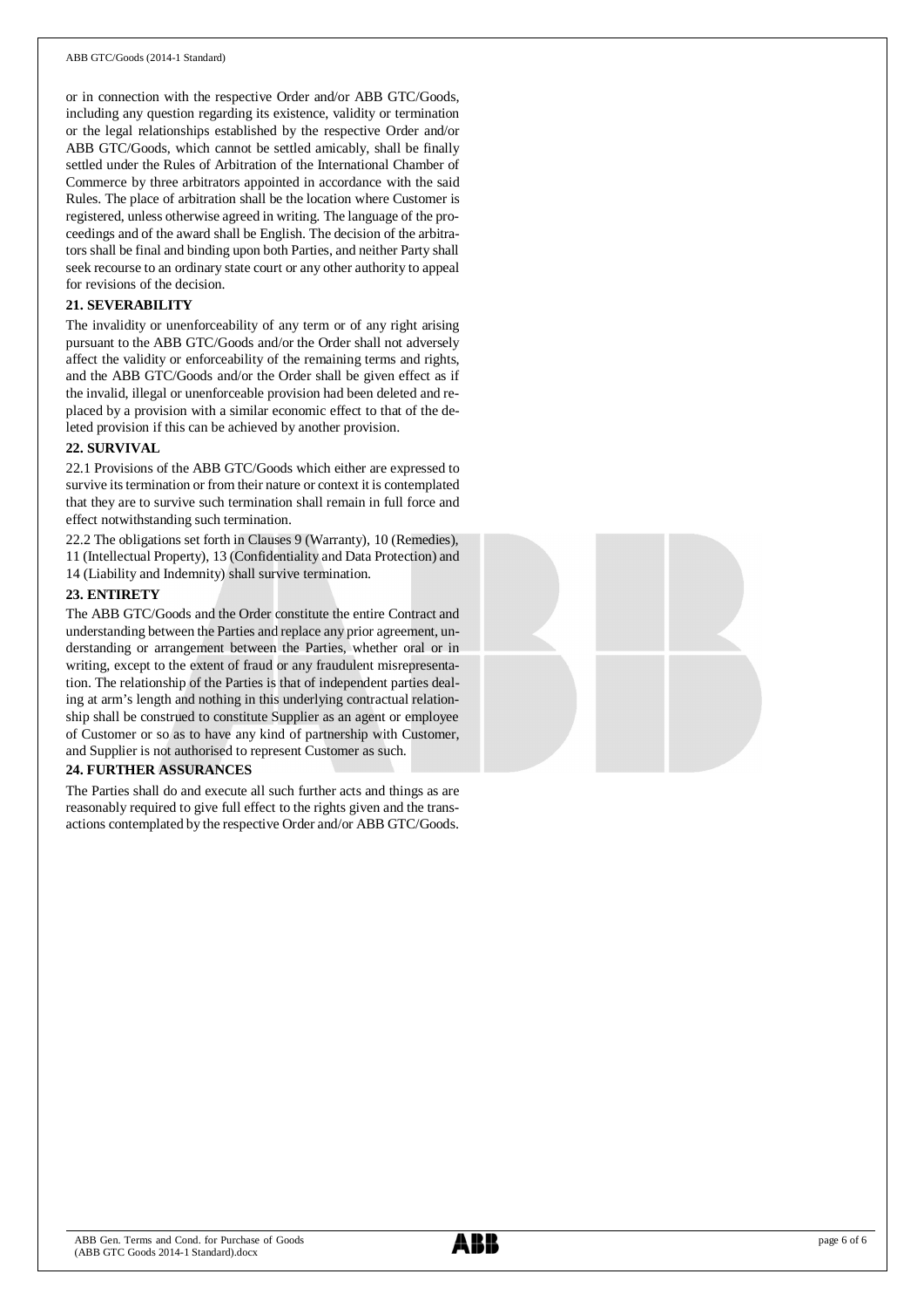or in connection with the respective Order and/or ABB GTC/Goods, including any question regarding its existence, validity or termination or the legal relationships established by the respective Order and/or ABB GTC/Goods, which cannot be settled amicably, shall be finally settled under the Rules of Arbitration of the International Chamber of Commerce by three arbitrators appointed in accordance with the said Rules. The place of arbitration shall be the location where Customer is registered, unless otherwise agreed in writing. The language of the proceedings and of the award shall be English. The decision of the arbitrators shall be final and binding upon both Parties, and neither Party shall seek recourse to an ordinary state court or any other authority to appeal for revisions of the decision.

**21. SEVERABILITY**

The invalidity or unenforceability of any term or of any right arising pursuant to the ABB GTC/Goods and/or the Order shall not adversely affect the validity or enforceability of the remaining terms and rights, and the ABB GTC/Goods and/or the Order shall be given effect as if the invalid, illegal or unenforceable provision had been deleted and replaced by a provision with a similar economic effect to that of the deleted provision if this can be achieved by another provision.

**22. SURVIVAL**

22.1 Provisions of the ABB GTC/Goods which either are expressed to survive its termination or from their nature or context it is contemplated that they are to survive such termination shall remain in full force and effect notwithstanding such termination.

22.2 The obligations set forth in Clauses 9 (Warranty), 10 (Remedies), 11 (Intellectual Property), 13 (Confidentiality and Data Protection) and 14 (Liability and Indemnity) shall survive termination.

**23. ENTIRETY**

The ABB GTC/Goods and the Order constitute the entire Contract and understanding between the Parties and replace any prior agreement, understanding or arrangement between the Parties, whether oral or in writing, except to the extent of fraud or any fraudulent misrepresentation. The relationship of the Parties is that of independent parties dealing at arm's length and nothing in this underlying contractual relationship shall be construed to constitute Supplier as an agent or employee of Customer or so as to have any kind of partnership with Customer, and Supplier is not authorised to represent Customer as such.

**24. FURTHER ASSURANCES**

The Parties shall do and execute all such further acts and things as are reasonably required to give full effect to the rights given and the transactions contemplated by the respective Order and/or ABB GTC/Goods.